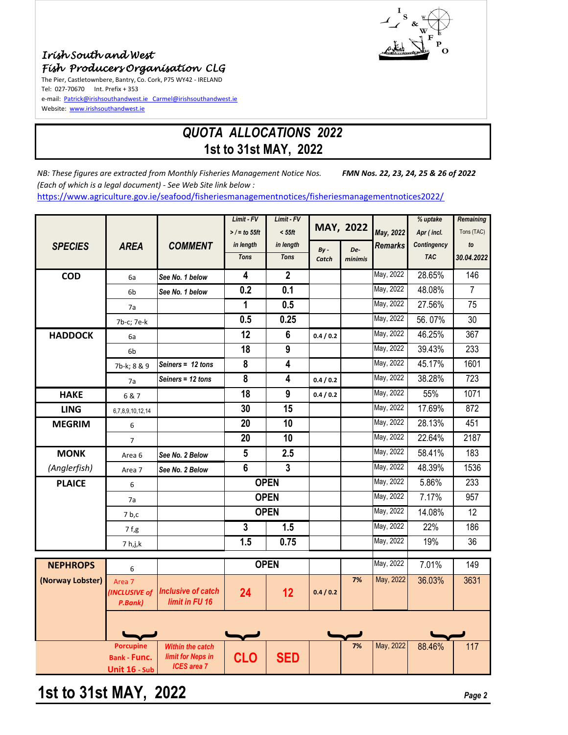*Irish South and West*
*Fish Producers Organisation CLG*

The Pier, Castletownbere, Bantry, Co. Cork, P75 WY42 - IRELAND
Tel: 027-70670 Int. Prefix + 353
e-mail: Patrick@irishsouthandwest.ie Carmel@irishsouthandwest.ie
Website: www.irishsouthandwest.ie

# *QUOTA ALLOCATIONS 2022*
## 1st to 31st MAY, 2022

*NB: These figures are extracted from Monthly Fisheries Management Notice Nos.* ***FMN Nos. 22, 23, 24, 25 & 26 of 2022***
*(Each of which is a legal document) - See Web Site link below :*
https://www.agriculture.gov.ie/seafood/fisheriesmanagementnotices/fisheriesmanagementnotices2022/

| SPECIES | AREA | COMMENT | Limit - FV >/= to 55ft in length Tons | Limit - FV < 55ft in length Tons | MAY, 2022 By - Catch | MAY, 2022 De-minimis | May, 2022 Remarks | % uptake Apr (incl. Contingency TAC | Remaining Tons (TAC) to 30.04.2022 |
|---|---|---|---|---|---|---|---|---|---|
| **COD** | 6a | *See No. 1 below* | 4 | 2 | | | May, 2022 | 28.65% | 146 |
| | 6b | *See No. 1 below* | 0.2 | 0.1 | | | May, 2022 | 48.08% | 7 |
| | 7a | | 1 | 0.5 | | | May, 2022 | 27.56% | 75 |
| | 7b-c; 7e-k | | 0.5 | 0.25 | | | May, 2022 | 56. 07% | 30 |
| **HADDOCK** | 6a | | 12 | 6 | 0.4 / 0.2 | | May, 2022 | 46.25% | 367 |
| | 6b | | 18 | 9 | | | May, 2022 | 39.43% | 233 |
| | 7b-k; 8 & 9 | *Seiners = 12 tons* | 8 | 4 | | | May, 2022 | 45.17% | 1601 |
| | 7a | *Seiners = 12 tons* | 8 | 4 | 0.4 / 0.2 | | May, 2022 | 38.28% | 723 |
| **HAKE** | 6 & 7 | | 18 | 9 | 0.4 / 0.2 | | May, 2022 | 55% | 1071 |
| **LING** | 6,7,8,9,10,12,14 | | 30 | 15 | | | May, 2022 | 17.69% | 872 |
| **MEGRIM** | 6 | | 20 | 10 | | | May, 2022 | 28.13% | 451 |
| | 7 | | 20 | 10 | | | May, 2022 | 22.64% | 2187 |
| **MONK** | Area 6 | *See No. 2 Below* | 5 | 2.5 | | | May, 2022 | 58.41% | 183 |
| *(Anglerfish)* | Area 7 | *See No. 2 Below* | 6 | 3 | | | May, 2022 | 48.39% | 1536 |
| **PLAICE** | 6 | | OPEN | | | | May, 2022 | 5.86% | 233 |
| | 7a | | OPEN | | | | May, 2022 | 7.17% | 957 |
| | 7 b,c | | OPEN | | | | May, 2022 | 14.08% | 12 |
| | 7 f,g | | 3 | 1.5 | | | May, 2022 | 22% | 186 |
| | 7 h,j,k | | 1.5 | 0.75 | | | May, 2022 | 19% | 36 |
| **NEPHROPS** | 6 | | OPEN | | | | May, 2022 | 7.01% | 149 |
| **(Norway Lobster)** | Area 7 *(INCLUSIVE of P.Bank)* | *Inclusive of catch limit in FU 16* | 24 | 12 | 0.4 / 0.2 | 7% | May, 2022 | 36.03% | 3631 |
| | Porcupine Bank - Func. Unit 16 - Sub | *Within the catch limit for Neps in ICES area 7* | CLO | SED | | 7% | May, 2022 | 88.46% | 117 |

# 1st to 31st MAY, 2022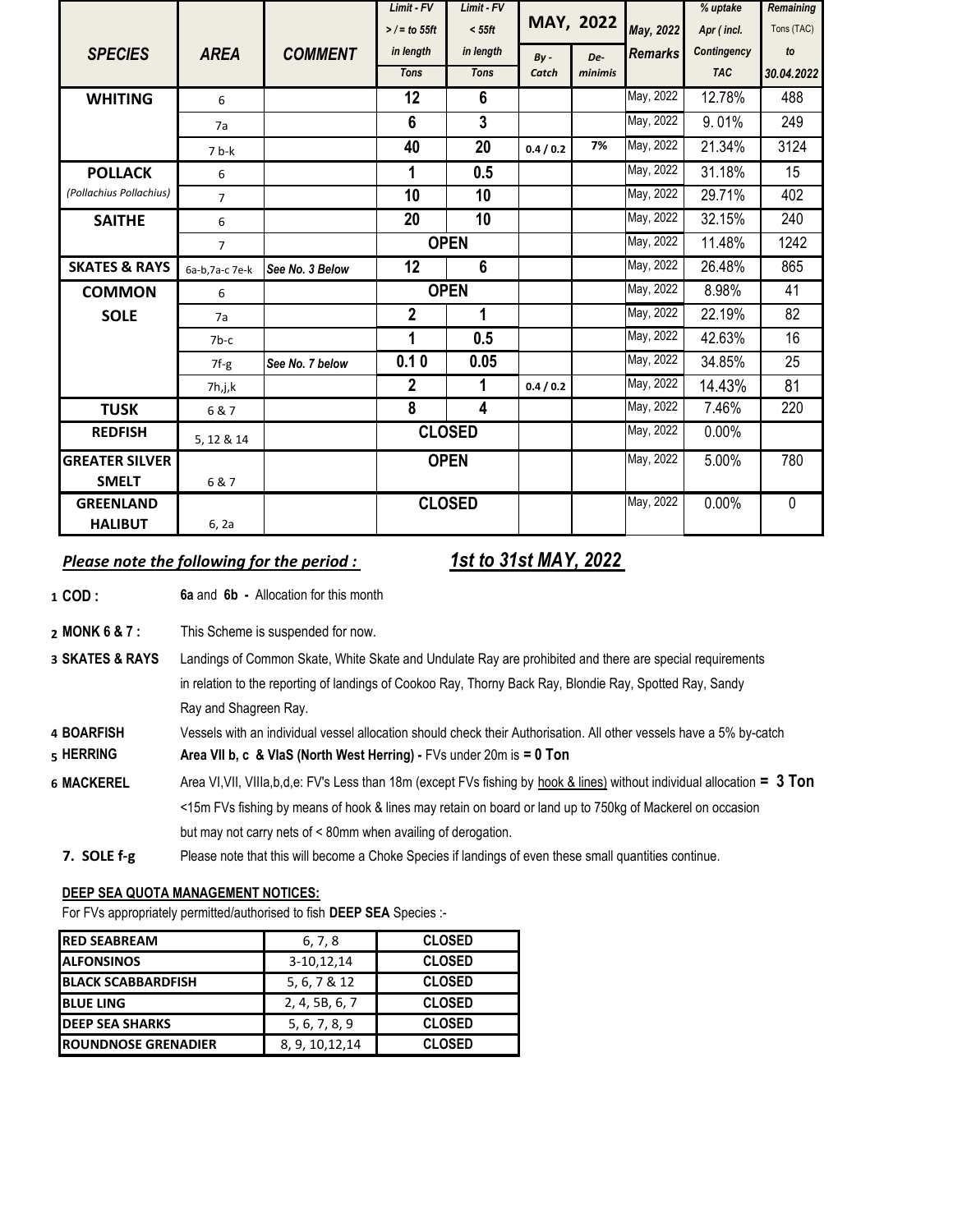| SPECIES | AREA | COMMENT | Limit - FV >/= to 55ft in length Tons | Limit - FV < 55ft in length Tons | MAY, 2022 By - Catch | MAY, 2022 De-minimis | May, 2022 Remarks | % uptake Apr ( incl. Contingency TAC | Remaining Tons (TAC) to 30.04.2022 |
|---|---|---|---|---|---|---|---|---|---|
| WHITING | 6 | | 12 | 6 | | | May, 2022 | 12.78% | 488 |
| | 7a | | 6 | 3 | | | May, 2022 | 9. 01% | 249 |
| | 7 b-k | | 40 | 20 | 0.4 / 0.2 | 7% | May, 2022 | 21.34% | 3124 |
| POLLACK (Pollachius Pollachius) | 6 | | 1 | 0.5 | | | May, 2022 | 31.18% | 15 |
| | 7 | | 10 | 10 | | | May, 2022 | 29.71% | 402 |
| SAITHE | 6 | | 20 | 10 | | | May, 2022 | 32.15% | 240 |
| | 7 | | OPEN | | | | May, 2022 | 11.48% | 1242 |
| SKATES & RAYS | 6a-b,7a-c 7e-k | See No. 3 Below | 12 | 6 | | | May, 2022 | 26.48% | 865 |
| COMMON SOLE | 6 | | OPEN | | | | May, 2022 | 8.98% | 41 |
| | 7a | | 2 | 1 | | | May, 2022 | 22.19% | 82 |
| | 7b-c | | 1 | 0.5 | | | May, 2022 | 42.63% | 16 |
| | 7f-g | See No. 7 below | 0.1 0 | 0.05 | | | May, 2022 | 34.85% | 25 |
| | 7h,j,k | | 2 | 1 | 0.4 / 0.2 | | May, 2022 | 14.43% | 81 |
| TUSK | 6 & 7 | | 8 | 4 | | | May, 2022 | 7.46% | 220 |
| REDFISH | 5, 12 & 14 | | CLOSED | | | | May, 2022 | 0.00% | |
| GREATER SILVER SMELT | 6 & 7 | | OPEN | | | | May, 2022 | 5.00% | 780 |
| GREENLAND HALIBUT | 6, 2a | | CLOSED | | | | May, 2022 | 0.00% | 0 |

***Please note the following for the period :*** ***1st to 31st MAY, 2022***

1 **COD :** **6a** and **6b -** Allocation for this month

2 **MONK 6 & 7 :** This Scheme is suspended for now.

3 **SKATES & RAYS** Landings of Common Skate, White Skate and Undulate Ray are prohibited and there are special requirements in relation to the reporting of landings of Cookoo Ray, Thorny Back Ray, Blondie Ray, Spotted Ray, Sandy Ray and Shagreen Ray.

4 **BOARFISH** Vessels with an individual vessel allocation should check their Authorisation. All other vessels have a 5% by-catch

5 **HERRING** **Area VII b, c & VIaS (North West Herring) -** FVs under 20m is **= 0 Ton**

6 **MACKEREL** Area VI,VII, VIIIa,b,d,e: FV's Less than 18m (except FVs fishing by hook & lines) without individual allocation **= 3 Ton**
<15m FVs fishing by means of hook & lines may retain on board or land up to 750kg of Mackerel on occasion but may not carry nets of < 80mm when availing of derogation.

7. **SOLE f-g** Please note that this will become a Choke Species if landings of even these small quantities continue.

**DEEP SEA QUOTA MANAGEMENT NOTICES:**

For FVs appropriately permitted/authorised to fish **DEEP SEA** Species :-

| | | |
|---|---|---|
| RED SEABREAM | 6, 7, 8 | CLOSED |
| ALFONSINOS | 3-10,12,14 | CLOSED |
| BLACK SCABBARDFISH | 5, 6, 7 & 12 | CLOSED |
| BLUE LING | 2, 4, 5B, 6, 7 | CLOSED |
| DEEP SEA SHARKS | 5, 6, 7, 8, 9 | CLOSED |
| ROUNDNOSE GRENADIER | 8, 9, 10,12,14 | CLOSED |